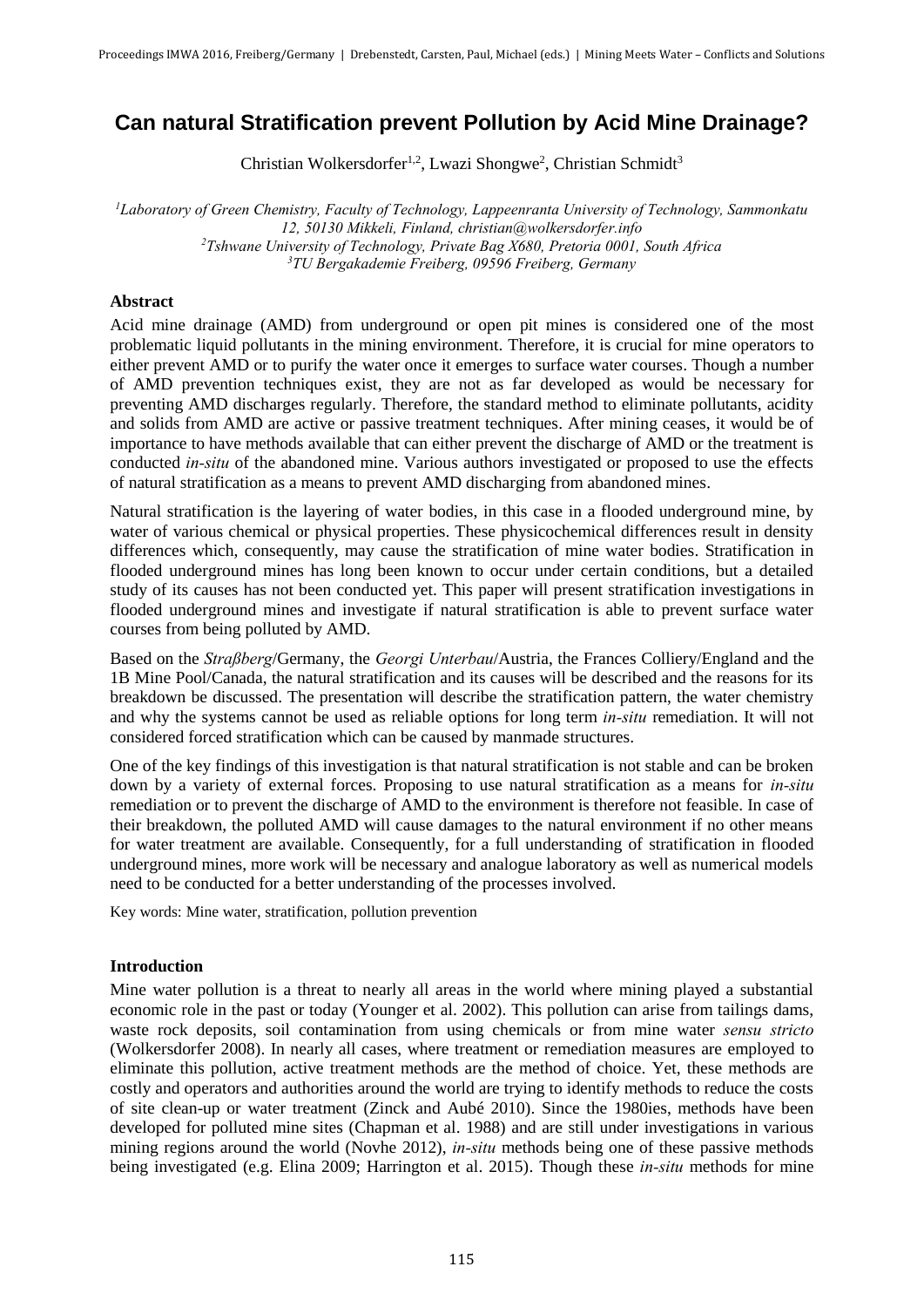# Can natural Stratification prevent Pollution by Acid Mine Drainage?

Christian Wolkersdorfer[1,2], Lwazi Shongwe[2], Christian Schmidt[3]

[1]*Laboratory of Green Chemistry, Faculty of Technology, Lappeenranta University of Technology, Sammonkatu 12, 50130 Mikkeli, Finland, christian@wolkersdorfer.info*
[2]*Tshwane University of Technology, Private Bag X680, Pretoria 0001, South Africa*
[3]*TU Bergakademie Freiberg, 09596 Freiberg, Germany*

**Abstract**

Acid mine drainage (AMD) from underground or open pit mines is considered one of the most problematic liquid pollutants in the mining environment. Therefore, it is crucial for mine operators to either prevent AMD or to purify the water once it emerges to surface water courses. Though a number of AMD prevention techniques exist, they are not as far developed as would be necessary for preventing AMD discharges regularly. Therefore, the standard method to eliminate pollutants, acidity and solids from AMD are active or passive treatment techniques. After mining ceases, it would be of importance to have methods available that can either prevent the discharge of AMD or the treatment is conducted *in-situ* of the abandoned mine. Various authors investigated or proposed to use the effects of natural stratification as a means to prevent AMD discharging from abandoned mines.

Natural stratification is the layering of water bodies, in this case in a flooded underground mine, by water of various chemical or physical properties. These physicochemical differences result in density differences which, consequently, may cause the stratification of mine water bodies. Stratification in flooded underground mines has long been known to occur under certain conditions, but a detailed study of its causes has not been conducted yet. This paper will present stratification investigations in flooded underground mines and investigate if natural stratification is able to prevent surface water courses from being polluted by AMD.

Based on the *Straßberg*/Germany, the *Georgi Unterbau*/Austria, the Frances Colliery/England and the 1B Mine Pool/Canada, the natural stratification and its causes will be described and the reasons for its breakdown be discussed. The presentation will describe the stratification pattern, the water chemistry and why the systems cannot be used as reliable options for long term *in-situ* remediation. It will not considered forced stratification which can be caused by manmade structures.

One of the key findings of this investigation is that natural stratification is not stable and can be broken down by a variety of external forces. Proposing to use natural stratification as a means for *in-situ* remediation or to prevent the discharge of AMD to the environment is therefore not feasible. In case of their breakdown, the polluted AMD will cause damages to the natural environment if no other means for water treatment are available. Consequently, for a full understanding of stratification in flooded underground mines, more work will be necessary and analogue laboratory as well as numerical models need to be conducted for a better understanding of the processes involved.

Key words: Mine water, stratification, pollution prevention

**Introduction**

Mine water pollution is a threat to nearly all areas in the world where mining played a substantial economic role in the past or today (Younger et al. 2002). This pollution can arise from tailings dams, waste rock deposits, soil contamination from using chemicals or from mine water *sensu stricto* (Wolkersdorfer 2008). In nearly all cases, where treatment or remediation measures are employed to eliminate this pollution, active treatment methods are the method of choice. Yet, these methods are costly and operators and authorities around the world are trying to identify methods to reduce the costs of site clean-up or water treatment (Zinck and Aubé 2010). Since the 1980ies, methods have been developed for polluted mine sites (Chapman et al. 1988) and are still under investigations in various mining regions around the world (Novhe 2012), *in-situ* methods being one of these passive methods being investigated (e.g. Elina 2009; Harrington et al. 2015). Though these *in-situ* methods for mine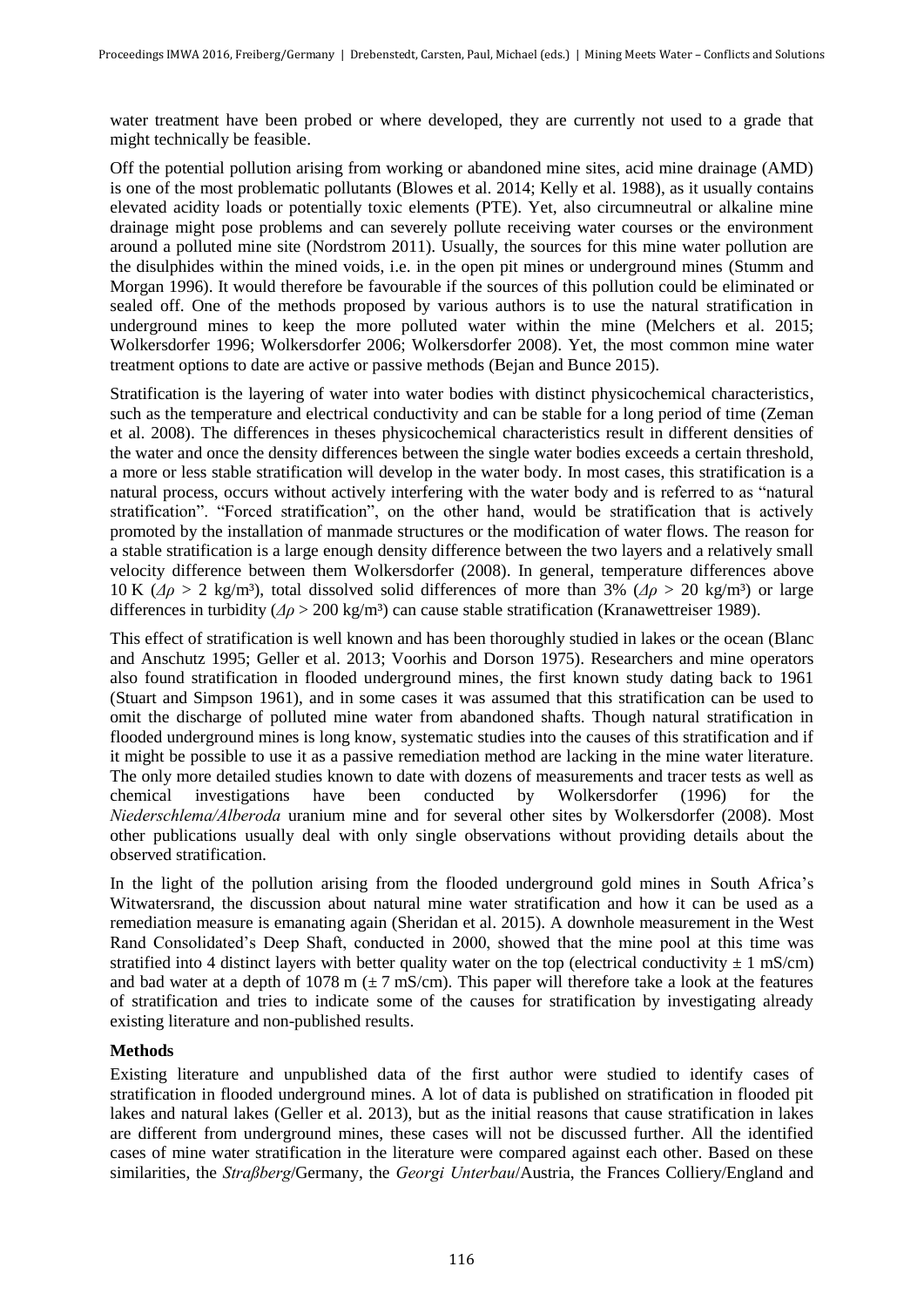water treatment have been probed or where developed, they are currently not used to a grade that might technically be feasible.

Off the potential pollution arising from working or abandoned mine sites, acid mine drainage (AMD) is one of the most problematic pollutants (Blowes et al. 2014; Kelly et al. 1988), as it usually contains elevated acidity loads or potentially toxic elements (PTE). Yet, also circumneutral or alkaline mine drainage might pose problems and can severely pollute receiving water courses or the environment around a polluted mine site (Nordstrom 2011). Usually, the sources for this mine water pollution are the disulphides within the mined voids, i.e. in the open pit mines or underground mines (Stumm and Morgan 1996). It would therefore be favourable if the sources of this pollution could be eliminated or sealed off. One of the methods proposed by various authors is to use the natural stratification in underground mines to keep the more polluted water within the mine (Melchers et al. 2015; Wolkersdorfer 1996; Wolkersdorfer 2006; Wolkersdorfer 2008). Yet, the most common mine water treatment options to date are active or passive methods (Bejan and Bunce 2015).

Stratification is the layering of water into water bodies with distinct physicochemical characteristics, such as the temperature and electrical conductivity and can be stable for a long period of time (Zeman et al. 2008). The differences in theses physicochemical characteristics result in different densities of the water and once the density differences between the single water bodies exceeds a certain threshold, a more or less stable stratification will develop in the water body. In most cases, this stratification is a natural process, occurs without actively interfering with the water body and is referred to as "natural stratification". "Forced stratification", on the other hand, would be stratification that is actively promoted by the installation of manmade structures or the modification of water flows. The reason for a stable stratification is a large enough density difference between the two layers and a relatively small velocity difference between them Wolkersdorfer (2008). In general, temperature differences above 10 K ($\Delta\rho$ > 2 kg/m³), total dissolved solid differences of more than 3% ($\Delta\rho$ > 20 kg/m³) or large differences in turbidity ($\Delta\rho$ > 200 kg/m³) can cause stable stratification (Kranawettreiser 1989).

This effect of stratification is well known and has been thoroughly studied in lakes or the ocean (Blanc and Anschutz 1995; Geller et al. 2013; Voorhis and Dorson 1975). Researchers and mine operators also found stratification in flooded underground mines, the first known study dating back to 1961 (Stuart and Simpson 1961), and in some cases it was assumed that this stratification can be used to omit the discharge of polluted mine water from abandoned shafts. Though natural stratification in flooded underground mines is long know, systematic studies into the causes of this stratification and if it might be possible to use it as a passive remediation method are lacking in the mine water literature. The only more detailed studies known to date with dozens of measurements and tracer tests as well as chemical investigations have been conducted by Wolkersdorfer (1996) for the *Niederschlema/Alberoda* uranium mine and for several other sites by Wolkersdorfer (2008). Most other publications usually deal with only single observations without providing details about the observed stratification.

In the light of the pollution arising from the flooded underground gold mines in South Africa's Witwatersrand, the discussion about natural mine water stratification and how it can be used as a remediation measure is emanating again (Sheridan et al. 2015). A downhole measurement in the West Rand Consolidated's Deep Shaft, conducted in 2000, showed that the mine pool at this time was stratified into 4 distinct layers with better quality water on the top (electrical conductivity ± 1 mS/cm) and bad water at a depth of 1078 m (± 7 mS/cm). This paper will therefore take a look at the features of stratification and tries to indicate some of the causes for stratification by investigating already existing literature and non-published results.

## Methods

Existing literature and unpublished data of the first author were studied to identify cases of stratification in flooded underground mines. A lot of data is published on stratification in flooded pit lakes and natural lakes (Geller et al. 2013), but as the initial reasons that cause stratification in lakes are different from underground mines, these cases will not be discussed further. All the identified cases of mine water stratification in the literature were compared against each other. Based on these similarities, the *Straßberg*/Germany, the *Georgi Unterbau*/Austria, the Frances Colliery/England and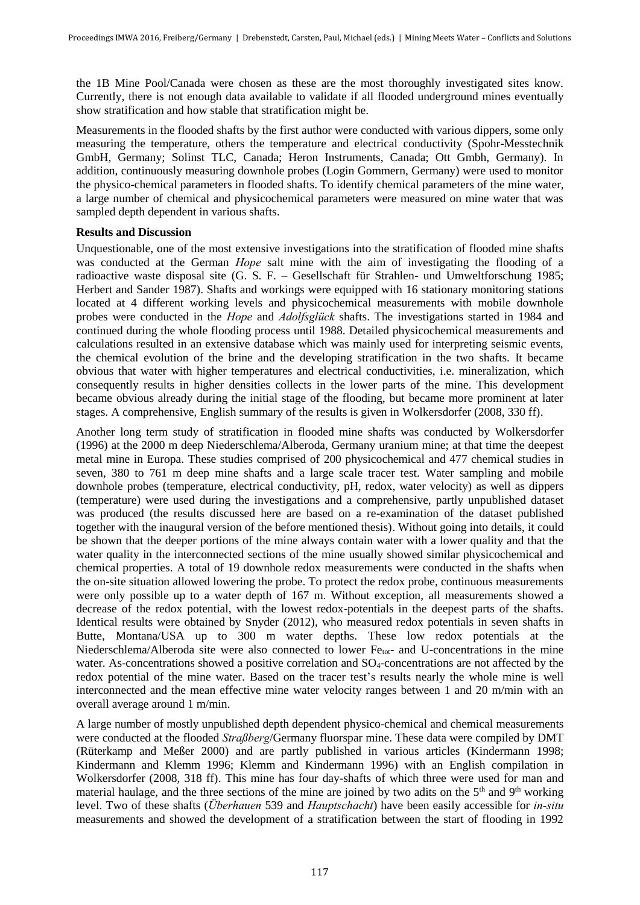the 1B Mine Pool/Canada were chosen as these are the most thoroughly investigated sites know. Currently, there is not enough data available to validate if all flooded underground mines eventually show stratification and how stable that stratification might be.

Measurements in the flooded shafts by the first author were conducted with various dippers, some only measuring the temperature, others the temperature and electrical conductivity (Spohr-Messtechnik GmbH, Germany; Solinst TLC, Canada; Heron Instruments, Canada; Ott Gmbh, Germany). In addition, continuously measuring downhole probes (Login Gommern, Germany) were used to monitor the physico-chemical parameters in flooded shafts. To identify chemical parameters of the mine water, a large number of chemical and physicochemical parameters were measured on mine water that was sampled depth dependent in various shafts.

**Results and Discussion**

Unquestionable, one of the most extensive investigations into the stratification of flooded mine shafts was conducted at the German *Hope* salt mine with the aim of investigating the flooding of a radioactive waste disposal site (G. S. F. – Gesellschaft für Strahlen- und Umweltforschung 1985; Herbert and Sander 1987). Shafts and workings were equipped with 16 stationary monitoring stations located at 4 different working levels and physicochemical measurements with mobile downhole probes were conducted in the *Hope* and *Adolfsglück* shafts. The investigations started in 1984 and continued during the whole flooding process until 1988. Detailed physicochemical measurements and calculations resulted in an extensive database which was mainly used for interpreting seismic events, the chemical evolution of the brine and the developing stratification in the two shafts. It became obvious that water with higher temperatures and electrical conductivities, i.e. mineralization, which consequently results in higher densities collects in the lower parts of the mine. This development became obvious already during the initial stage of the flooding, but became more prominent at later stages. A comprehensive, English summary of the results is given in Wolkersdorfer (2008, 330 ff).

Another long term study of stratification in flooded mine shafts was conducted by Wolkersdorfer (1996) at the 2000 m deep Niederschlema/Alberoda, Germany uranium mine; at that time the deepest metal mine in Europa. These studies comprised of 200 physicochemical and 477 chemical studies in seven, 380 to 761 m deep mine shafts and a large scale tracer test. Water sampling and mobile downhole probes (temperature, electrical conductivity, pH, redox, water velocity) as well as dippers (temperature) were used during the investigations and a comprehensive, partly unpublished dataset was produced (the results discussed here are based on a re-examination of the dataset published together with the inaugural version of the before mentioned thesis). Without going into details, it could be shown that the deeper portions of the mine always contain water with a lower quality and that the water quality in the interconnected sections of the mine usually showed similar physicochemical and chemical properties. A total of 19 downhole redox measurements were conducted in the shafts when the on-site situation allowed lowering the probe. To protect the redox probe, continuous measurements were only possible up to a water depth of 167 m. Without exception, all measurements showed a decrease of the redox potential, with the lowest redox-potentials in the deepest parts of the shafts. Identical results were obtained by Snyder (2012), who measured redox potentials in seven shafts in Butte, Montana/USA up to 300 m water depths. These low redox potentials at the Niederschlema/Alberoda site were also connected to lower $Fe_{tot}$- and U-concentrations in the mine water. As-concentrations showed a positive correlation and $SO_4$-concentrations are not affected by the redox potential of the mine water. Based on the tracer test's results nearly the whole mine is well interconnected and the mean effective mine water velocity ranges between 1 and 20 m/min with an overall average around 1 m/min.

A large number of mostly unpublished depth dependent physico-chemical and chemical measurements were conducted at the flooded *Straßberg*/Germany fluorspar mine. These data were compiled by DMT (Rüterkamp and Meßer 2000) and are partly published in various articles (Kindermann 1998; Kindermann and Klemm 1996; Klemm and Kindermann 1996) with an English compilation in Wolkersdorfer (2008, 318 ff). This mine has four day-shafts of which three were used for man and material haulage, and the three sections of the mine are joined by two adits on the 5th and 9th working level. Two of these shafts (*Überhauen* 539 and *Hauptschacht*) have been easily accessible for *in-situ* measurements and showed the development of a stratification between the start of flooding in 1992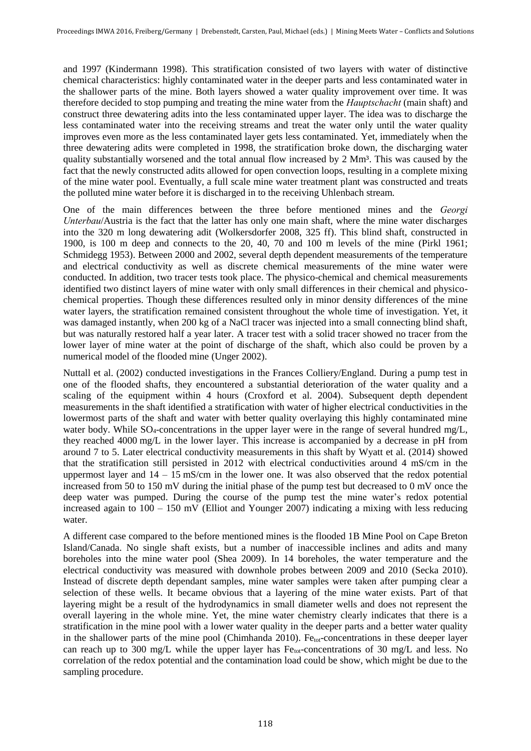and 1997 (Kindermann 1998). This stratification consisted of two layers with water of distinctive chemical characteristics: highly contaminated water in the deeper parts and less contaminated water in the shallower parts of the mine. Both layers showed a water quality improvement over time. It was therefore decided to stop pumping and treating the mine water from the *Hauptschacht* (main shaft) and construct three dewatering adits into the less contaminated upper layer. The idea was to discharge the less contaminated water into the receiving streams and treat the water only until the water quality improves even more as the less contaminated layer gets less contaminated. Yet, immediately when the three dewatering adits were completed in 1998, the stratification broke down, the discharging water quality substantially worsened and the total annual flow increased by 2 Mm³. This was caused by the fact that the newly constructed adits allowed for open convection loops, resulting in a complete mixing of the mine water pool. Eventually, a full scale mine water treatment plant was constructed and treats the polluted mine water before it is discharged in to the receiving Uhlenbach stream.

One of the main differences between the three before mentioned mines and the *Georgi Unterbau*/Austria is the fact that the latter has only one main shaft, where the mine water discharges into the 320 m long dewatering adit (Wolkersdorfer 2008, 325 ff). This blind shaft, constructed in 1900, is 100 m deep and connects to the 20, 40, 70 and 100 m levels of the mine (Pirkl 1961; Schmidegg 1953). Between 2000 and 2002, several depth dependent measurements of the temperature and electrical conductivity as well as discrete chemical measurements of the mine water were conducted. In addition, two tracer tests took place. The physico-chemical and chemical measurements identified two distinct layers of mine water with only small differences in their chemical and physico-chemical properties. Though these differences resulted only in minor density differences of the mine water layers, the stratification remained consistent throughout the whole time of investigation. Yet, it was damaged instantly, when 200 kg of a NaCl tracer was injected into a small connecting blind shaft, but was naturally restored half a year later. A tracer test with a solid tracer showed no tracer from the lower layer of mine water at the point of discharge of the shaft, which also could be proven by a numerical model of the flooded mine (Unger 2002).

Nuttall et al. (2002) conducted investigations in the Frances Colliery/England. During a pump test in one of the flooded shafts, they encountered a substantial deterioration of the water quality and a scaling of the equipment within 4 hours (Croxford et al. 2004). Subsequent depth dependent measurements in the shaft identified a stratification with water of higher electrical conductivities in the lowermost parts of the shaft and water with better quality overlaying this highly contaminated mine water body. While $SO_4$-concentrations in the upper layer were in the range of several hundred mg/L, they reached 4000 mg/L in the lower layer. This increase is accompanied by a decrease in pH from around 7 to 5. Later electrical conductivity measurements in this shaft by Wyatt et al. (2014) showed that the stratification still persisted in 2012 with electrical conductivities around 4 mS/cm in the uppermost layer and 14 – 15 mS/cm in the lower one. It was also observed that the redox potential increased from 50 to 150 mV during the initial phase of the pump test but decreased to 0 mV once the deep water was pumped. During the course of the pump test the mine water's redox potential increased again to 100 – 150 mV (Elliot and Younger 2007) indicating a mixing with less reducing water.

A different case compared to the before mentioned mines is the flooded 1B Mine Pool on Cape Breton Island/Canada. No single shaft exists, but a number of inaccessible inclines and adits and many boreholes into the mine water pool (Shea 2009). In 14 boreholes, the water temperature and the electrical conductivity was measured with downhole probes between 2009 and 2010 (Secka 2010). Instead of discrete depth dependant samples, mine water samples were taken after pumping clear a selection of these wells. It became obvious that a layering of the mine water exists. Part of that layering might be a result of the hydrodynamics in small diameter wells and does not represent the overall layering in the whole mine. Yet, the mine water chemistry clearly indicates that there is a stratification in the mine pool with a lower water quality in the deeper parts and a better water quality in the shallower parts of the mine pool (Chimhanda 2010). $Fe_{tot}$-concentrations in these deeper layer can reach up to 300 mg/L while the upper layer has $Fe_{tot}$-concentrations of 30 mg/L and less. No correlation of the redox potential and the contamination load could be show, which might be due to the sampling procedure.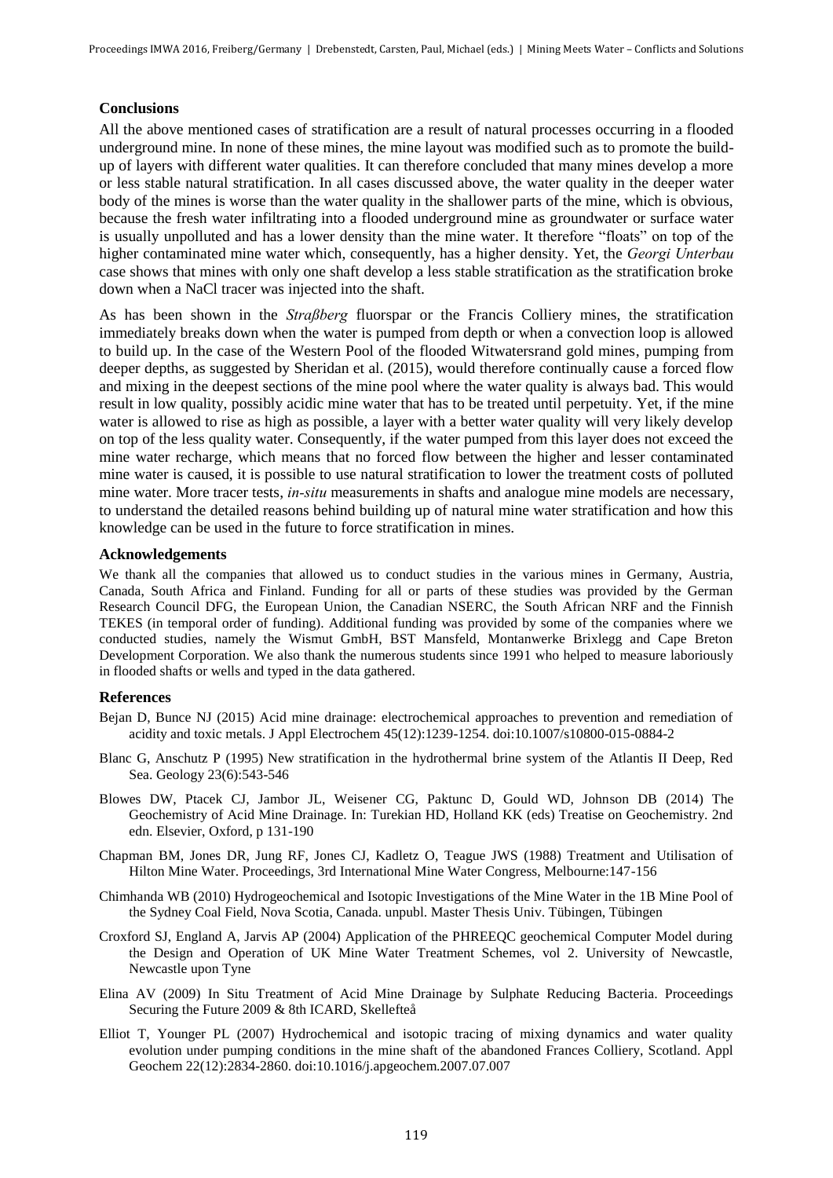## Conclusions

All the above mentioned cases of stratification are a result of natural processes occurring in a flooded underground mine. In none of these mines, the mine layout was modified such as to promote the build-up of layers with different water qualities. It can therefore concluded that many mines develop a more or less stable natural stratification. In all cases discussed above, the water quality in the deeper water body of the mines is worse than the water quality in the shallower parts of the mine, which is obvious, because the fresh water infiltrating into a flooded underground mine as groundwater or surface water is usually unpolluted and has a lower density than the mine water. It therefore "floats" on top of the higher contaminated mine water which, consequently, has a higher density. Yet, the *Georgi Unterbau* case shows that mines with only one shaft develop a less stable stratification as the stratification broke down when a NaCl tracer was injected into the shaft.

As has been shown in the *Straßberg* fluorspar or the Francis Colliery mines, the stratification immediately breaks down when the water is pumped from depth or when a convection loop is allowed to build up. In the case of the Western Pool of the flooded Witwatersrand gold mines, pumping from deeper depths, as suggested by Sheridan et al. (2015), would therefore continually cause a forced flow and mixing in the deepest sections of the mine pool where the water quality is always bad. This would result in low quality, possibly acidic mine water that has to be treated until perpetuity. Yet, if the mine water is allowed to rise as high as possible, a layer with a better water quality will very likely develop on top of the less quality water. Consequently, if the water pumped from this layer does not exceed the mine water recharge, which means that no forced flow between the higher and lesser contaminated mine water is caused, it is possible to use natural stratification to lower the treatment costs of polluted mine water. More tracer tests, *in-situ* measurements in shafts and analogue mine models are necessary, to understand the detailed reasons behind building up of natural mine water stratification and how this knowledge can be used in the future to force stratification in mines.

## Acknowledgements

We thank all the companies that allowed us to conduct studies in the various mines in Germany, Austria, Canada, South Africa and Finland. Funding for all or parts of these studies was provided by the German Research Council DFG, the European Union, the Canadian NSERC, the South African NRF and the Finnish TEKES (in temporal order of funding). Additional funding was provided by some of the companies where we conducted studies, namely the Wismut GmbH, BST Mansfeld, Montanwerke Brixlegg and Cape Breton Development Corporation. We also thank the numerous students since 1991 who helped to measure laboriously in flooded shafts or wells and typed in the data gathered.

## References

Bejan D, Bunce NJ (2015) Acid mine drainage: electrochemical approaches to prevention and remediation of acidity and toxic metals. J Appl Electrochem 45(12):1239-1254. doi:10.1007/s10800-015-0884-2

Blanc G, Anschutz P (1995) New stratification in the hydrothermal brine system of the Atlantis II Deep, Red Sea. Geology 23(6):543-546

Blowes DW, Ptacek CJ, Jambor JL, Weisener CG, Paktunc D, Gould WD, Johnson DB (2014) The Geochemistry of Acid Mine Drainage. In: Turekian HD, Holland KK (eds) Treatise on Geochemistry. 2nd edn. Elsevier, Oxford, p 131-190

Chapman BM, Jones DR, Jung RF, Jones CJ, Kadletz O, Teague JWS (1988) Treatment and Utilisation of Hilton Mine Water. Proceedings, 3rd International Mine Water Congress, Melbourne:147-156

Chimhanda WB (2010) Hydrogeochemical and Isotopic Investigations of the Mine Water in the 1B Mine Pool of the Sydney Coal Field, Nova Scotia, Canada. unpubl. Master Thesis Univ. Tübingen, Tübingen

Croxford SJ, England A, Jarvis AP (2004) Application of the PHREEQC geochemical Computer Model during the Design and Operation of UK Mine Water Treatment Schemes, vol 2. University of Newcastle, Newcastle upon Tyne

Elina AV (2009) In Situ Treatment of Acid Mine Drainage by Sulphate Reducing Bacteria. Proceedings Securing the Future 2009 & 8th ICARD, Skellefteå

Elliot T, Younger PL (2007) Hydrochemical and isotopic tracing of mixing dynamics and water quality evolution under pumping conditions in the mine shaft of the abandoned Frances Colliery, Scotland. Appl Geochem 22(12):2834-2860. doi:10.1016/j.apgeochem.2007.07.007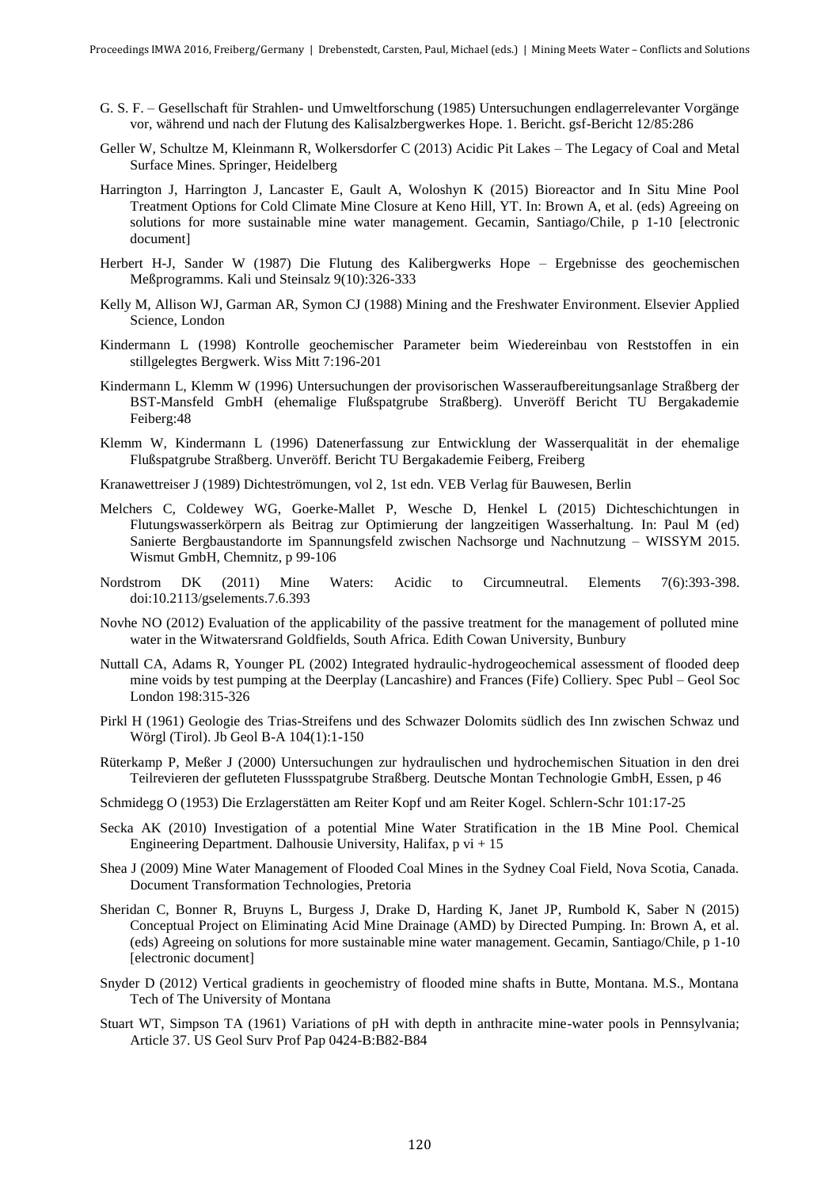G. S. F. – Gesellschaft für Strahlen- und Umweltforschung (1985) Untersuchungen endlagerrelevanter Vorgänge vor, während und nach der Flutung des Kalisalzbergwerkes Hope. 1. Bericht. gsf-Bericht 12/85:286

Geller W, Schultze M, Kleinmann R, Wolkersdorfer C (2013) Acidic Pit Lakes – The Legacy of Coal and Metal Surface Mines. Springer, Heidelberg

Harrington J, Harrington J, Lancaster E, Gault A, Woloshyn K (2015) Bioreactor and In Situ Mine Pool Treatment Options for Cold Climate Mine Closure at Keno Hill, YT. In: Brown A, et al. (eds) Agreeing on solutions for more sustainable mine water management. Gecamin, Santiago/Chile, p 1-10 [electronic document]

Herbert H-J, Sander W (1987) Die Flutung des Kalibergwerks Hope – Ergebnisse des geochemischen Meßprogramms. Kali und Steinsalz 9(10):326-333

Kelly M, Allison WJ, Garman AR, Symon CJ (1988) Mining and the Freshwater Environment. Elsevier Applied Science, London

Kindermann L (1998) Kontrolle geochemischer Parameter beim Wiedereinbau von Reststoffen in ein stillgelegtes Bergwerk. Wiss Mitt 7:196-201

Kindermann L, Klemm W (1996) Untersuchungen der provisorischen Wasseraufbereitungsanlage Straßberg der BST-Mansfeld GmbH (ehemalige Flußspatgrube Straßberg). Unveröff Bericht TU Bergakademie Feiberg:48

Klemm W, Kindermann L (1996) Datenerfassung zur Entwicklung der Wasserqualität in der ehemalige Flußspatgrube Straßberg. Unveröff. Bericht TU Bergakademie Feiberg, Freiberg

Kranawettreiser J (1989) Dichteströmungen, vol 2, 1st edn. VEB Verlag für Bauwesen, Berlin

Melchers C, Coldewey WG, Goerke-Mallet P, Wesche D, Henkel L (2015) Dichteschichtungen in Flutungswasserkörpern als Beitrag zur Optimierung der langzeitigen Wasserhaltung. In: Paul M (ed) Sanierte Bergbaustandorte im Spannungsfeld zwischen Nachsorge und Nachnutzung – WISSYM 2015. Wismut GmbH, Chemnitz, p 99-106

Nordstrom DK (2011) Mine Waters: Acidic to Circumneutral. Elements 7(6):393-398. doi:10.2113/gselements.7.6.393

Novhe NO (2012) Evaluation of the applicability of the passive treatment for the management of polluted mine water in the Witwatersrand Goldfields, South Africa. Edith Cowan University, Bunbury

Nuttall CA, Adams R, Younger PL (2002) Integrated hydraulic-hydrogeochemical assessment of flooded deep mine voids by test pumping at the Deerplay (Lancashire) and Frances (Fife) Colliery. Spec Publ – Geol Soc London 198:315-326

Pirkl H (1961) Geologie des Trias-Streifens und des Schwazer Dolomits südlich des Inn zwischen Schwaz und Wörgl (Tirol). Jb Geol B-A 104(1):1-150

Rüterkamp P, Meßer J (2000) Untersuchungen zur hydraulischen und hydrochemischen Situation in den drei Teilrevieren der gefluteten Flussspatgrube Straßberg. Deutsche Montan Technologie GmbH, Essen, p 46

Schmidegg O (1953) Die Erzlagerstätten am Reiter Kopf und am Reiter Kogel. Schlern-Schr 101:17-25

Secka AK (2010) Investigation of a potential Mine Water Stratification in the 1B Mine Pool. Chemical Engineering Department. Dalhousie University, Halifax, p vi + 15

Shea J (2009) Mine Water Management of Flooded Coal Mines in the Sydney Coal Field, Nova Scotia, Canada. Document Transformation Technologies, Pretoria

Sheridan C, Bonner R, Bruyns L, Burgess J, Drake D, Harding K, Janet JP, Rumbold K, Saber N (2015) Conceptual Project on Eliminating Acid Mine Drainage (AMD) by Directed Pumping. In: Brown A, et al. (eds) Agreeing on solutions for more sustainable mine water management. Gecamin, Santiago/Chile, p 1-10 [electronic document]

Snyder D (2012) Vertical gradients in geochemistry of flooded mine shafts in Butte, Montana. M.S., Montana Tech of The University of Montana

Stuart WT, Simpson TA (1961) Variations of pH with depth in anthracite mine-water pools in Pennsylvania; Article 37. US Geol Surv Prof Pap 0424-B:B82-B84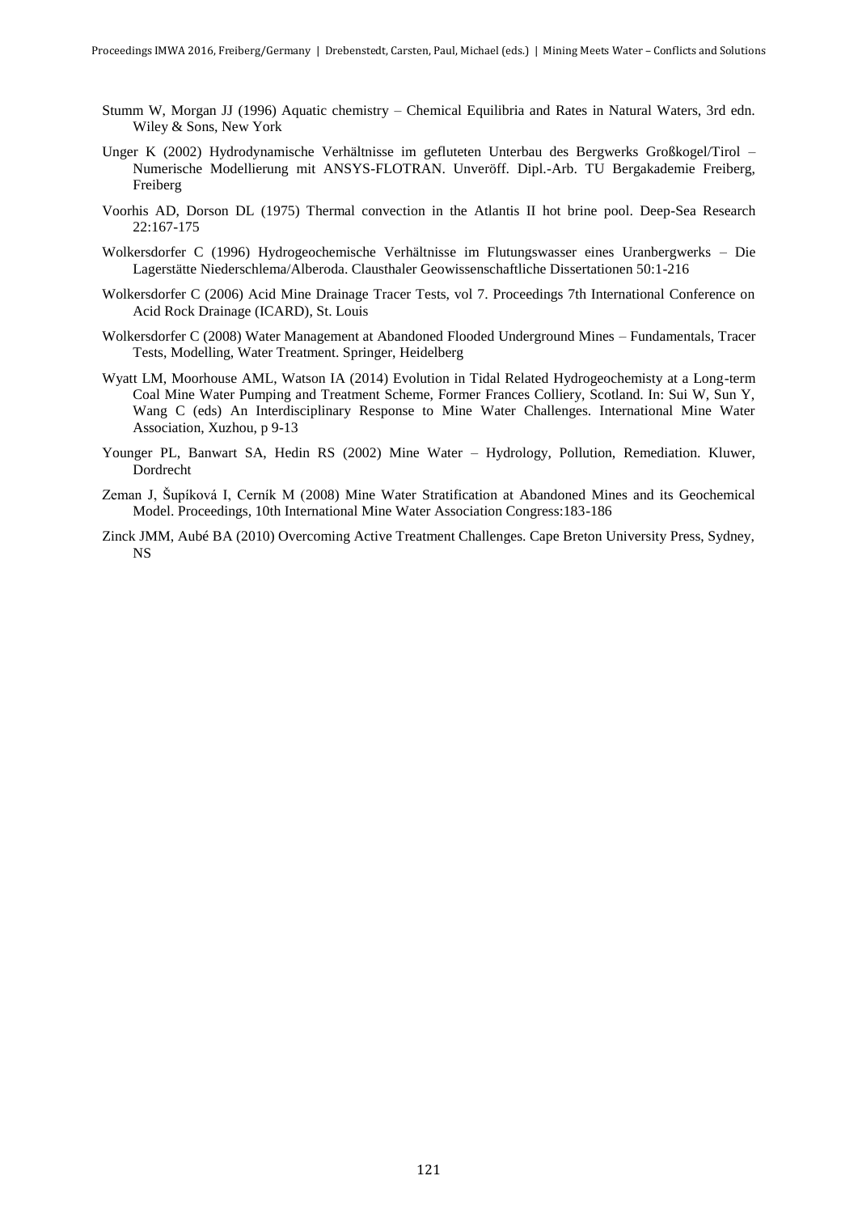Stumm W, Morgan JJ (1996) Aquatic chemistry – Chemical Equilibria and Rates in Natural Waters, 3rd edn. Wiley & Sons, New York

Unger K (2002) Hydrodynamische Verhältnisse im gefluteten Unterbau des Bergwerks Großkogel/Tirol – Numerische Modellierung mit ANSYS-FLOTRAN. Unveröff. Dipl.-Arb. TU Bergakademie Freiberg, Freiberg

Voorhis AD, Dorson DL (1975) Thermal convection in the Atlantis II hot brine pool. Deep-Sea Research 22:167-175

Wolkersdorfer C (1996) Hydrogeochemische Verhältnisse im Flutungswasser eines Uranbergwerks – Die Lagerstätte Niederschlema/Alberoda. Clausthaler Geowissenschaftliche Dissertationen 50:1-216

Wolkersdorfer C (2006) Acid Mine Drainage Tracer Tests, vol 7. Proceedings 7th International Conference on Acid Rock Drainage (ICARD), St. Louis

Wolkersdorfer C (2008) Water Management at Abandoned Flooded Underground Mines – Fundamentals, Tracer Tests, Modelling, Water Treatment. Springer, Heidelberg

Wyatt LM, Moorhouse AML, Watson IA (2014) Evolution in Tidal Related Hydrogeochemisty at a Long-term Coal Mine Water Pumping and Treatment Scheme, Former Frances Colliery, Scotland. In: Sui W, Sun Y, Wang C (eds) An Interdisciplinary Response to Mine Water Challenges. International Mine Water Association, Xuzhou, p 9-13

Younger PL, Banwart SA, Hedin RS (2002) Mine Water – Hydrology, Pollution, Remediation. Kluwer, Dordrecht

Zeman J, Šupíková I, Cerník M (2008) Mine Water Stratification at Abandoned Mines and its Geochemical Model. Proceedings, 10th International Mine Water Association Congress:183-186

Zinck JMM, Aubé BA (2010) Overcoming Active Treatment Challenges. Cape Breton University Press, Sydney, NS